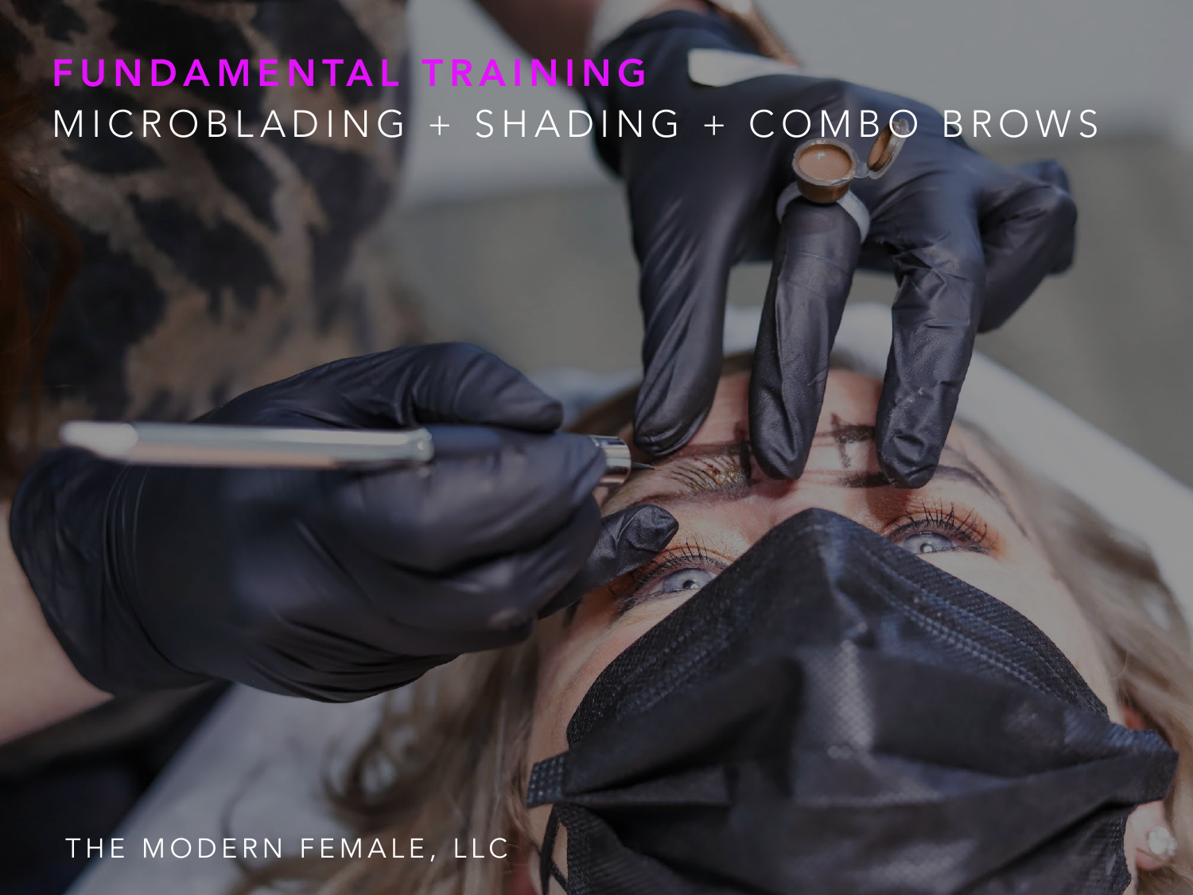# FUNDAMENTAL TRAINING

## MICROBLADING + SHADING + COMBO BROWS

THE MODERN FEMALE, LLC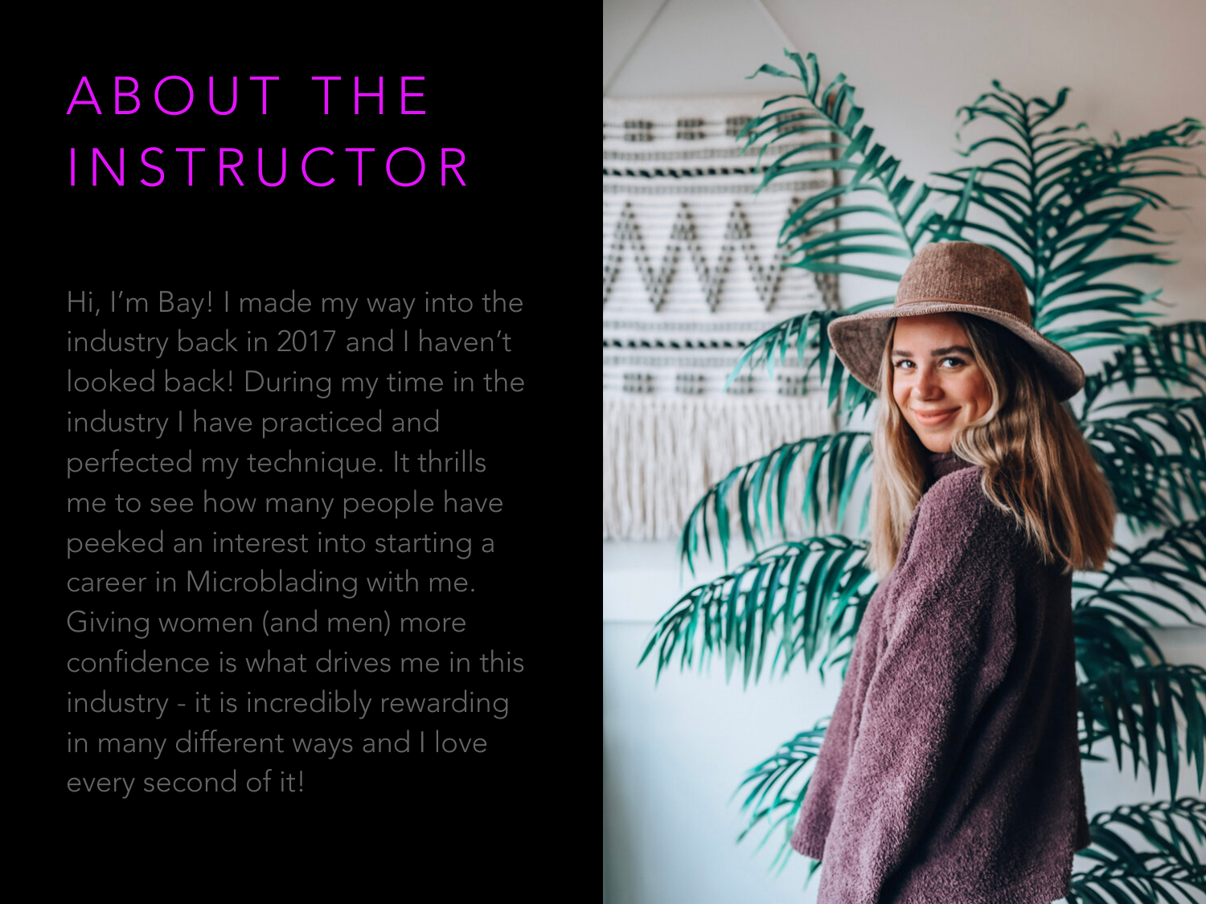# ABOUT THE INSTRUCTOR

Hi, I'm Bay! I made my way into the industry back in 2017 and I haven't looked back! During my time in the industry I have practiced and perfected my technique. It thrills me to see how many people have peeked an interest into starting a career in Microblading with me. Giving women (and men) more confidence is what drives me in this industry - it is incredibly rewarding in many different ways and I love every second of it!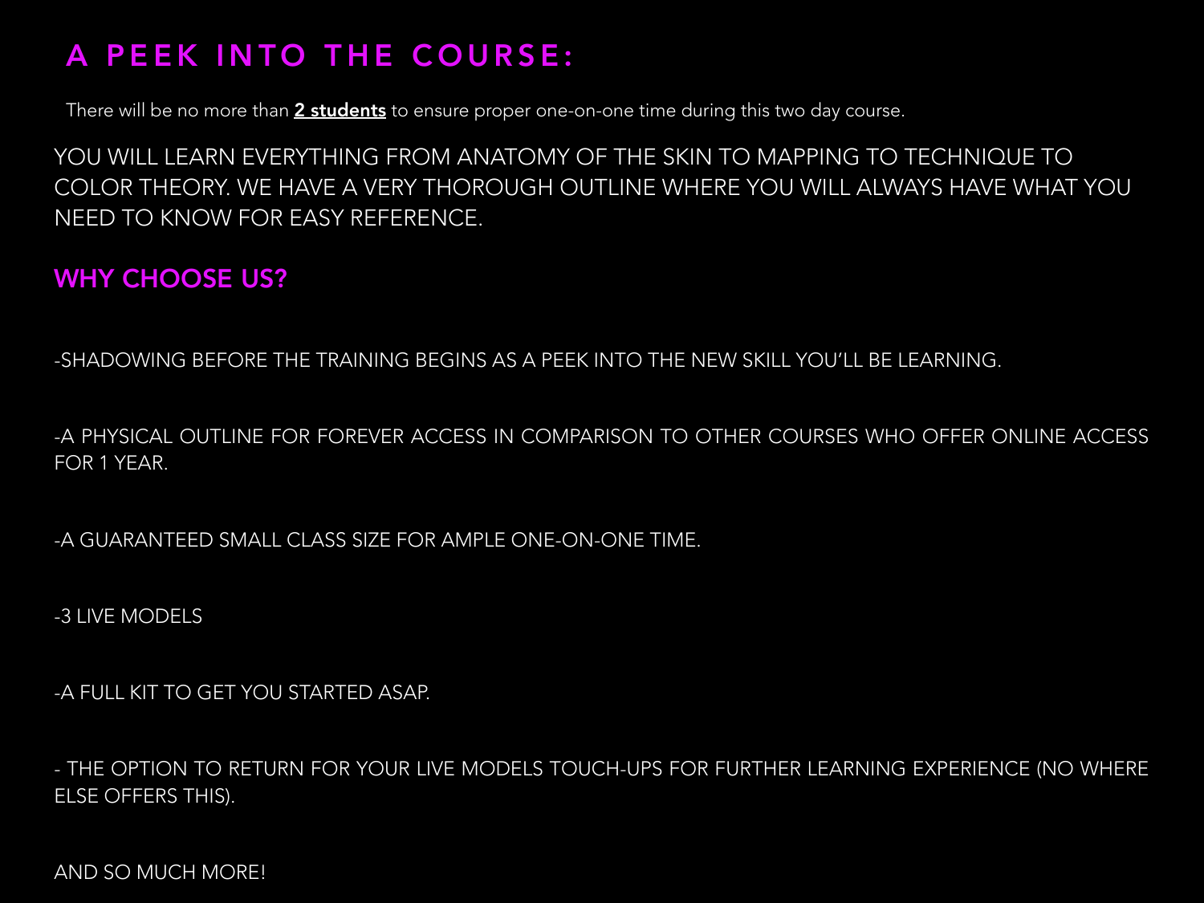# A PEEK INTO THE COURSE:

There will be no more than **2 students** to ensure proper one-on-one time during this two day course.

YOU WILL LEARN EVERYTHING FROM ANATOMY OF THE SKIN TO MAPPING TO TECHNIQUE TO COLOR THEORY. WE HAVE A VERY THOROUGH OUTLINE WHERE YOU WILL ALWAYS HAVE WHAT YOU NEED TO KNOW FOR EASY REFERENCE.

## WHY CHOOSE US?

-SHADOWING BEFORE THE TRAINING BEGINS AS A PEEK INTO THE NEW SKILL YOU'LL BE LEARNING.

-A PHYSICAL OUTLINE FOR FOREVER ACCESS IN COMPARISON TO OTHER COURSES WHO OFFER ONLINE ACCESS FOR 1 YEAR.

-A GUARANTEED SMALL CLASS SIZE FOR AMPLE ONE-ON-ONE TIME.

-3 LIVE MODELS

-A FULL KIT TO GET YOU STARTED ASAP.

- THE OPTION TO RETURN FOR YOUR LIVE MODELS TOUCH-UPS FOR FURTHER LEARNING EXPERIENCE (NO WHERE ELSE OFFERS THIS).

AND SO MUCH MORE!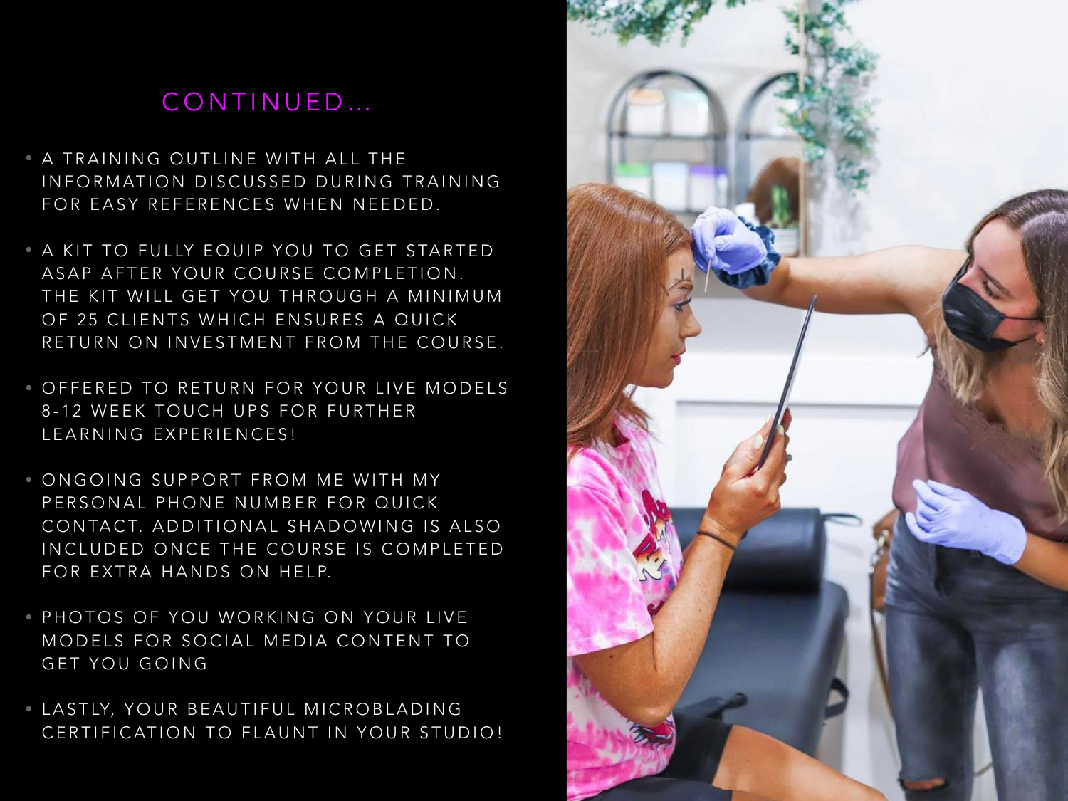## CONTINUED...

- A TRAINING OUTLINE WITH ALL THE INFORMATION DISCUSSED DURING TRAINING FOR EASY REFERENCES WHEN NEEDED.
- A KIT TO FULLY EQUIP YOU TO GET STARTED ASAP AFTER YOUR COURSE COMPLETION. THE KIT WILL GET YOU THROUGH A MINIMUM OF 25 CLIENTS WHICH ENSURES A QUICK RETURN ON INVESTMENT FROM THE COURSE.
- OFFERED TO RETURN FOR YOUR LIVE MODELS 8-12 WEEK TOUCH UPS FOR FURTHER LEARNING EXPERIENCES!
- ONGOING SUPPORT FROM ME WITH MY PERSONAL PHONE NUMBER FOR QUICK CONTACT. ADDITIONAL SHADOWING IS ALSO INCLUDED ONCE THE COURSE IS COMPLETED FOR EXTRA HANDS ON HELP.
- PHOTOS OF YOU WORKING ON YOUR LIVE MODELS FOR SOCIAL MEDIA CONTENT TO GET YOU GOING
- LASTLY, YOUR BEAUTIFUL MICROBLADING CERTIFICATION TO FLAUNT IN YOUR STUDIO!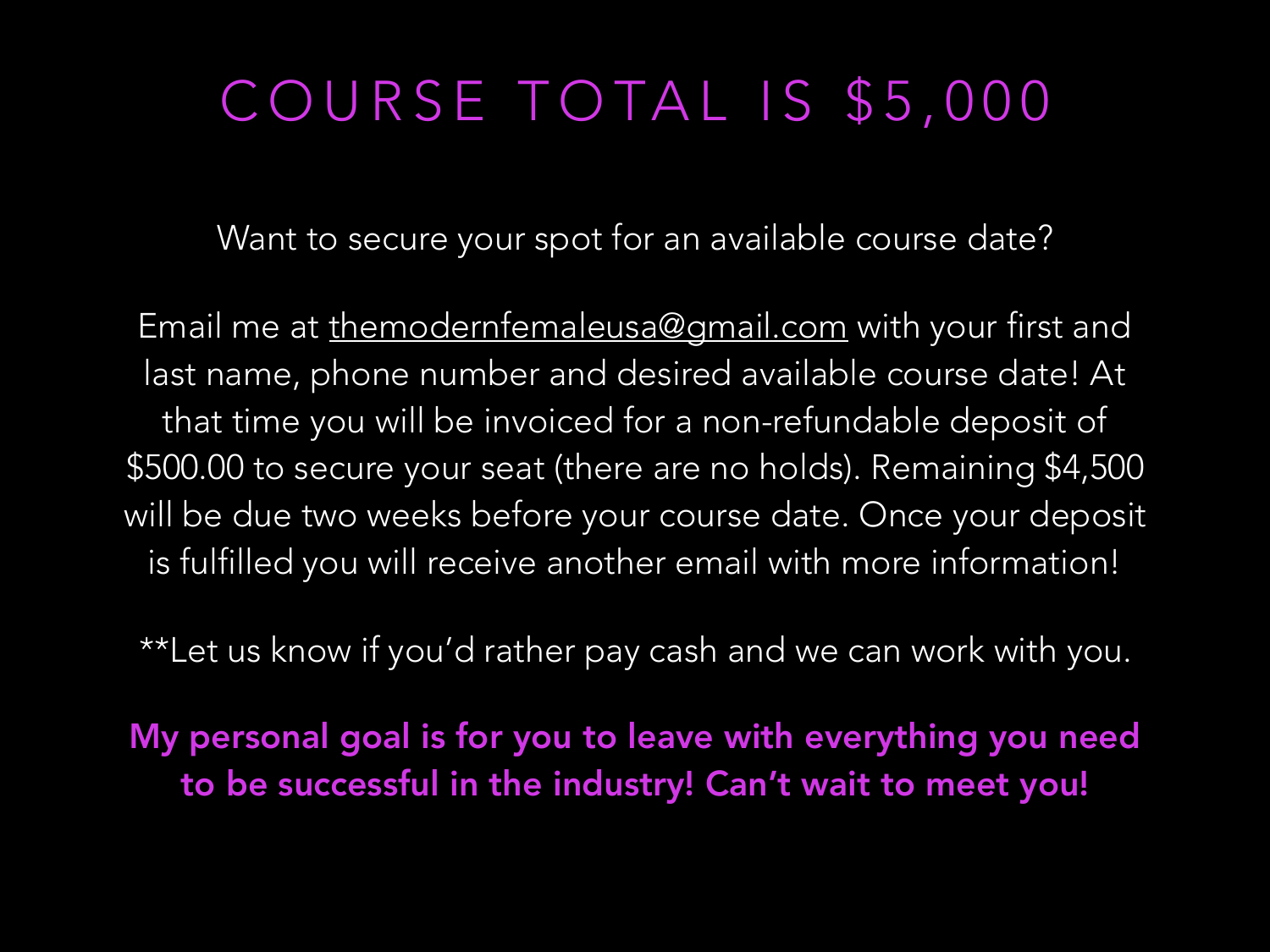# COURSE TOTAL IS $5,000

Want to secure your spot for an available course date?

Email me at themodernfemaleusa@gmail.com with your first and last name, phone number and desired available course date! At that time you will be invoiced for a non-refundable deposit of $500.00 to secure your seat (there are no holds). Remaining $4,500 will be due two weeks before your course date. Once your deposit is fulfilled you will receive another email with more information!

**Let us know if you'd rather pay cash and we can work with you.

**My personal goal is for you to leave with everything you need to be successful in the industry! Can't wait to meet you!**